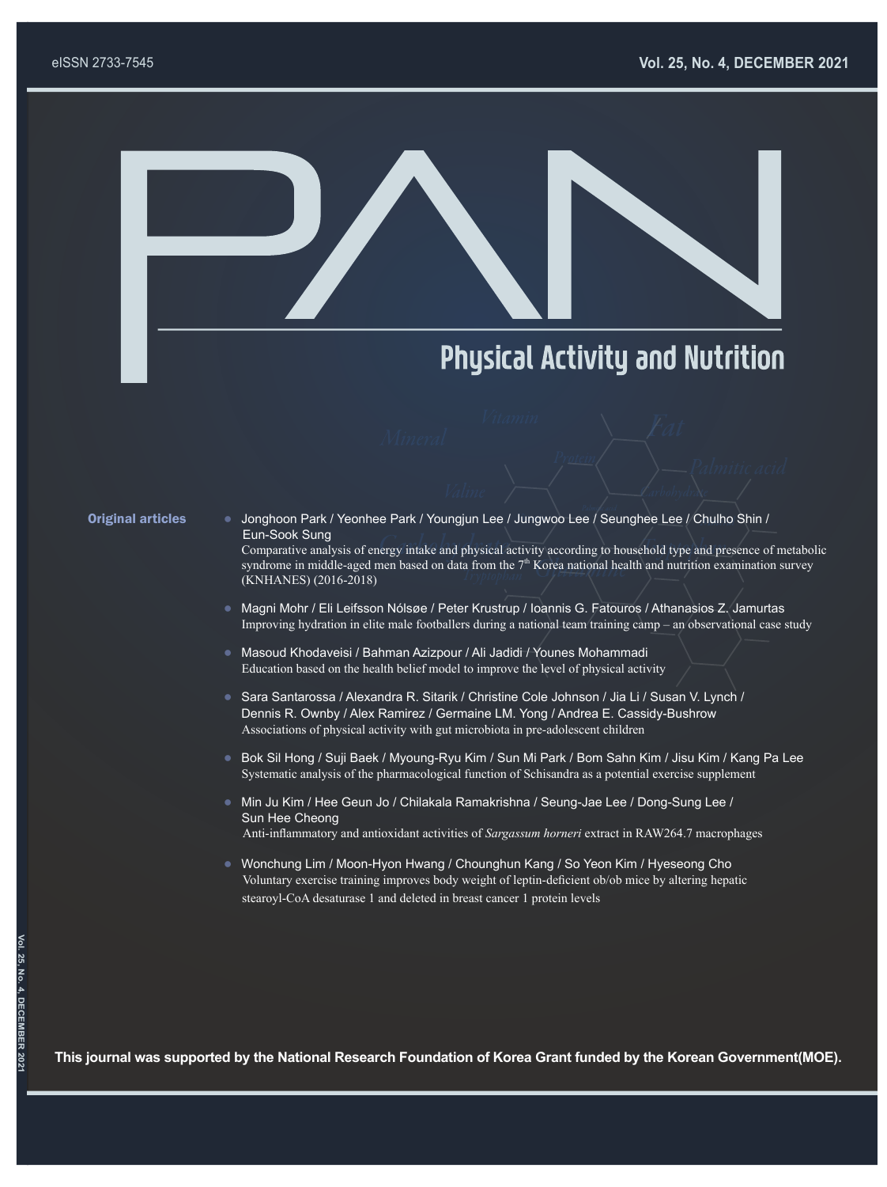eISSN 2733-7545

Vol. 25, No. 4, DECEMBER 2021

# PAN

## Physical Activity and Nutrition

### Original articles

- Jonghoon Park / Yeonhee Park / Youngjun Lee / Jungwoo Lee / Seunghee Lee / Chulho Shin / Eun-Sook Sung
  Comparative analysis of energy intake and physical activity according to household type and presence of metabolic syndrome in middle-aged men based on data from the 7th Korea national health and nutrition examination survey (KNHANES) (2016-2018)

- Magni Mohr / Eli Leifsson Nólsøe / Peter Krustrup / Ioannis G. Fatouros / Athanasios Z. Jamurtas
  Improving hydration in elite male footballers during a national team training camp – an observational case study

- Masoud Khodaveisi / Bahman Azizpour / Ali Jadidi / Younes Mohammadi
  Education based on the health belief model to improve the level of physical activity

- Sara Santarossa / Alexandra R. Sitarik / Christine Cole Johnson / Jia Li / Susan V. Lynch / Dennis R. Ownby / Alex Ramirez / Germaine LM. Yong / Andrea E. Cassidy-Bushrow
  Associations of physical activity with gut microbiota in pre-adolescent children

- Bok Sil Hong / Suji Baek / Myoung-Ryu Kim / Sun Mi Park / Bom Sahn Kim / Jisu Kim / Kang Pa Lee
  Systematic analysis of the pharmacological function of Schisandra as a potential exercise supplement

- Min Ju Kim / Hee Geun Jo / Chilakala Ramakrishna / Seung-Jae Lee / Dong-Sung Lee / Sun Hee Cheong
  Anti-inflammatory and antioxidant activities of *Sargassum horneri* extract in RAW264.7 macrophages

- Wonchung Lim / Moon-Hyon Hwang / Chounghun Kang / So Yeon Kim / Hyeseong Cho
  Voluntary exercise training improves body weight of leptin-deficient ob/ob mice by altering hepatic stearoyl-CoA desaturase 1 and deleted in breast cancer 1 protein levels

**This journal was supported by the National Research Foundation of Korea Grant funded by the Korean Government(MOE).**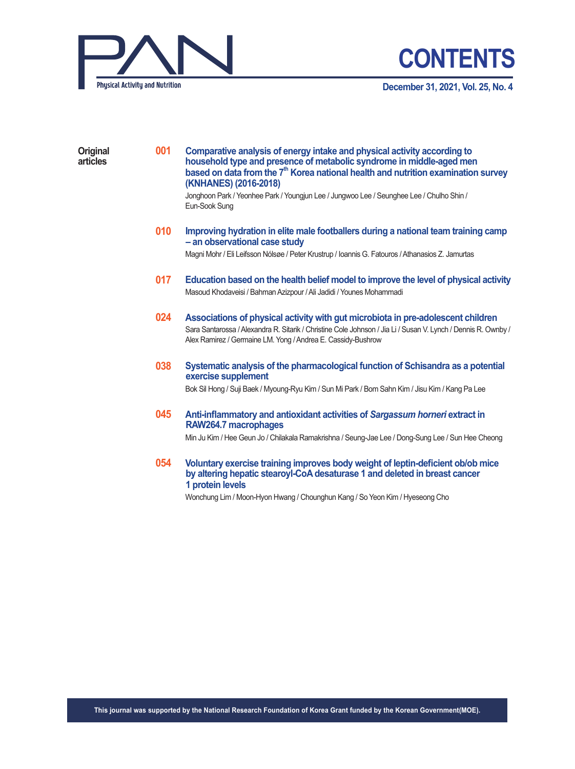# CONTENTS

December 31, 2021, Vol. 25, No. 4

## Original articles

**001** **Comparative analysis of energy intake and physical activity according to household type and presence of metabolic syndrome in middle-aged men based on data from the 7th Korea national health and nutrition examination survey (KNHANES) (2016-2018)**

Jonghoon Park / Yeonhee Park / Youngjun Lee / Jungwoo Lee / Seunghee Lee / Chulho Shin / Eun-Sook Sung

**010** **Improving hydration in elite male footballers during a national team training camp – an observational case study**

Magni Mohr / Eli Leifsson Nólsøe / Peter Krustrup / Ioannis G. Fatouros / Athanasios Z. Jamurtas

**017** **Education based on the health belief model to improve the level of physical activity**

Masoud Khodaveisi / Bahman Azizpour / Ali Jadidi / Younes Mohammadi

**024** **Associations of physical activity with gut microbiota in pre-adolescent children**

Sara Santarossa / Alexandra R. Sitarik / Christine Cole Johnson / Jia Li / Susan V. Lynch / Dennis R. Ownby / Alex Ramirez / Germaine LM. Yong / Andrea E. Cassidy-Bushrow

**038** **Systematic analysis of the pharmacological function of Schisandra as a potential exercise supplement**

Bok Sil Hong / Suji Baek / Myoung-Ryu Kim / Sun Mi Park / Bom Sahn Kim / Jisu Kim / Kang Pa Lee

**045** **Anti-inflammatory and antioxidant activities of *Sargassum horneri* extract in RAW264.7 macrophages**

Min Ju Kim / Hee Geun Jo / Chilakala Ramakrishna / Seung-Jae Lee / Dong-Sung Lee / Sun Hee Cheong

**054** **Voluntary exercise training improves body weight of leptin-deficient ob/ob mice by altering hepatic stearoyl-CoA desaturase 1 and deleted in breast cancer 1 protein levels**

Wonchung Lim / Moon-Hyon Hwang / Chounghun Kang / So Yeon Kim / Hyeseong Cho

This journal was supported by the National Research Foundation of Korea Grant funded by the Korean Government(MOE).